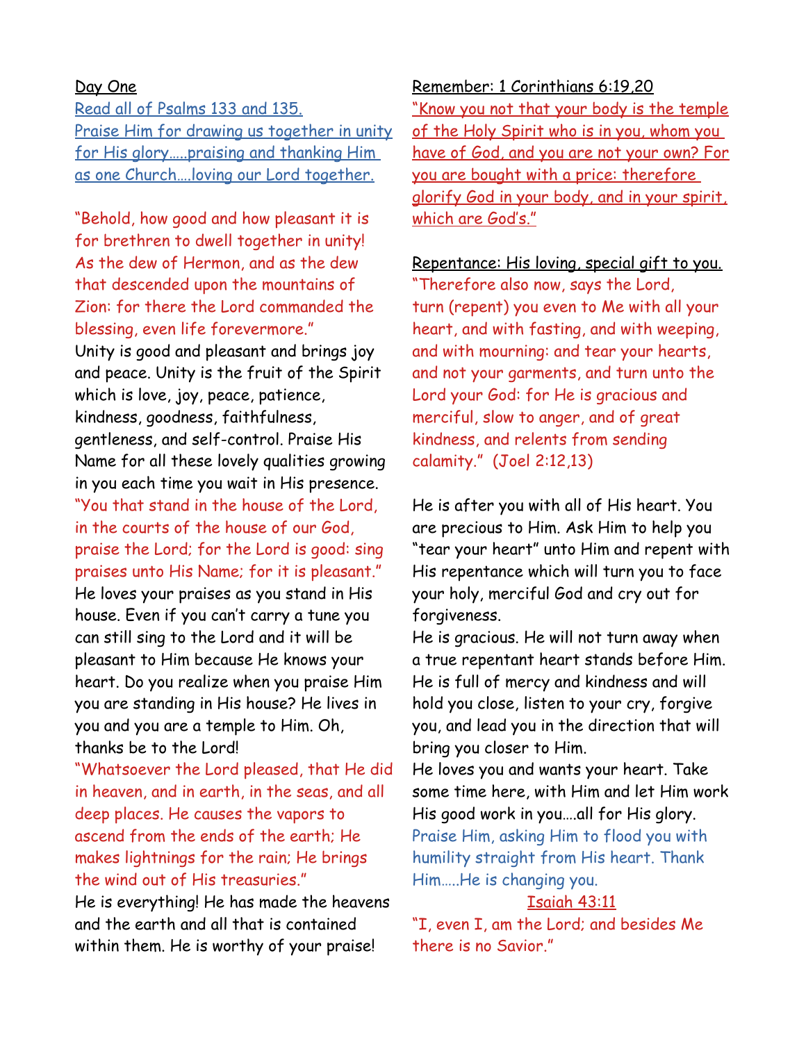Day One

Read all of Psalms 133 and 135.
Praise Him for drawing us together in unity for His glory…..praising and thanking Him as one Church….loving our Lord together.

"Behold, how good and how pleasant it is for brethren to dwell together in unity! As the dew of Hermon, and as the dew that descended upon the mountains of Zion: for there the Lord commanded the blessing, even life forevermore."

Unity is good and pleasant and brings joy and peace. Unity is the fruit of the Spirit which is love, joy, peace, patience, kindness, goodness, faithfulness, gentleness, and self-control. Praise His Name for all these lovely qualities growing in you each time you wait in His presence.

"You that stand in the house of the Lord, in the courts of the house of our God, praise the Lord; for the Lord is good: sing praises unto His Name; for it is pleasant."

He loves your praises as you stand in His house. Even if you can't carry a tune you can still sing to the Lord and it will be pleasant to Him because He knows your heart. Do you realize when you praise Him you are standing in His house? He lives in you and you are a temple to Him. Oh, thanks be to the Lord!

"Whatsoever the Lord pleased, that He did in heaven, and in earth, in the seas, and all deep places. He causes the vapors to ascend from the ends of the earth; He makes lightnings for the rain; He brings the wind out of His treasuries."

He is everything! He has made the heavens and the earth and all that is contained within them. He is worthy of your praise!

Remember: 1 Corinthians 6:19,20

"Know you not that your body is the temple of the Holy Spirit who is in you, whom you have of God, and you are not your own? For you are bought with a price: therefore glorify God in your body, and in your spirit, which are God's."

Repentance: His loving, special gift to you.

"Therefore also now, says the Lord, turn (repent) you even to Me with all your heart, and with fasting, and with weeping, and with mourning: and tear your hearts, and not your garments, and turn unto the Lord your God: for He is gracious and merciful, slow to anger, and of great kindness, and relents from sending calamity." (Joel 2:12,13)

He is after you with all of His heart. You are precious to Him. Ask Him to help you "tear your heart" unto Him and repent with His repentance which will turn you to face your holy, merciful God and cry out for forgiveness.

He is gracious. He will not turn away when a true repentant heart stands before Him. He is full of mercy and kindness and will hold you close, listen to your cry, forgive you, and lead you in the direction that will bring you closer to Him.

He loves you and wants your heart. Take some time here, with Him and let Him work His good work in you….all for His glory.

Praise Him, asking Him to flood you with humility straight from His heart. Thank Him…..He is changing you.

Isaiah 43:11

"I, even I, am the Lord; and besides Me there is no Savior."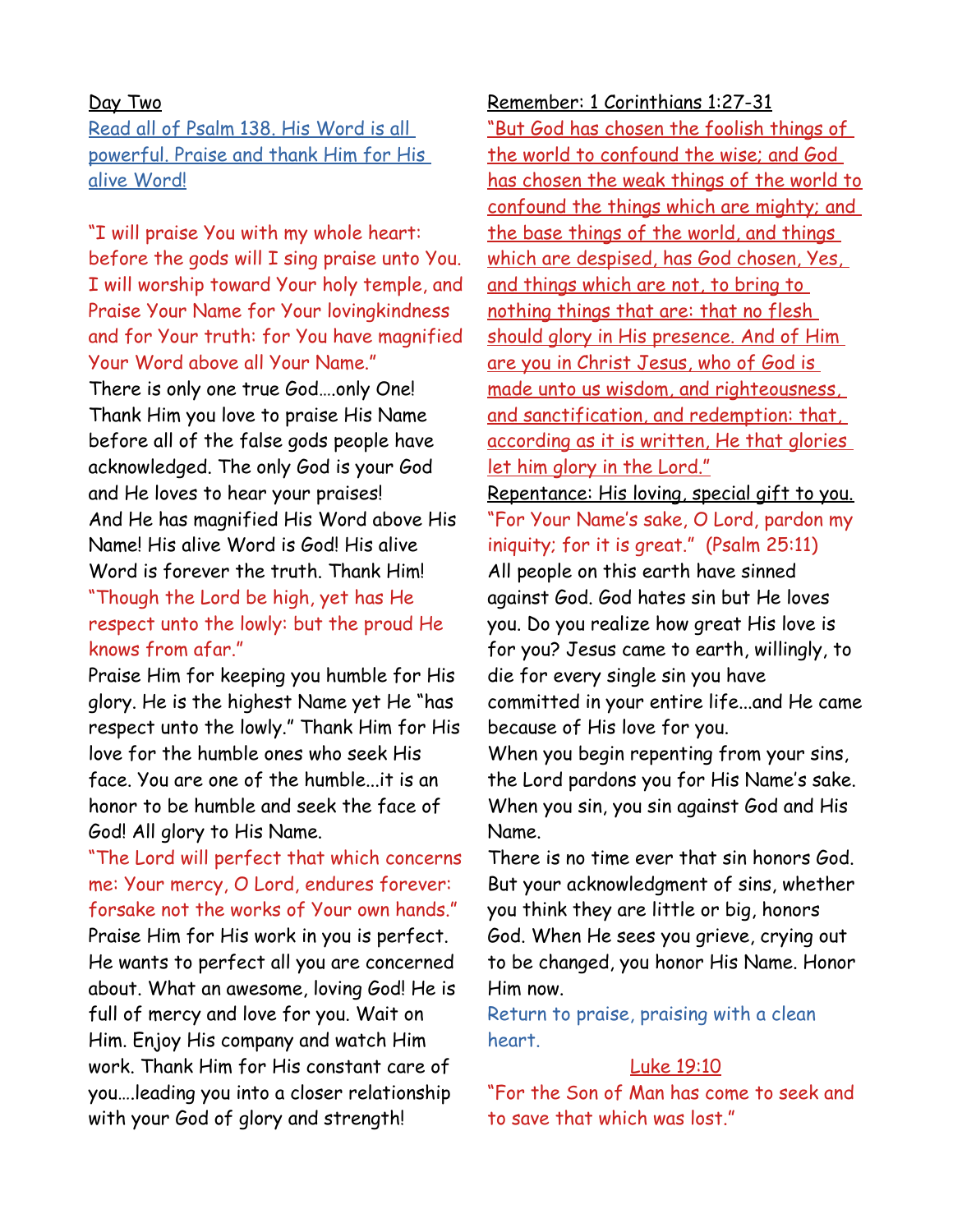Day Two

Read all of Psalm 138. His Word is all powerful. Praise and thank Him for His alive Word!

"I will praise You with my whole heart: before the gods will I sing praise unto You. I will worship toward Your holy temple, and Praise Your Name for Your lovingkindness and for Your truth: for You have magnified Your Word above all Your Name."

There is only one true God….only One! Thank Him you love to praise His Name before all of the false gods people have acknowledged. The only God is your God and He loves to hear your praises!

And He has magnified His Word above His Name! His alive Word is God! His alive Word is forever the truth. Thank Him!

"Though the Lord be high, yet has He respect unto the lowly: but the proud He knows from afar."

Praise Him for keeping you humble for His glory. He is the highest Name yet He "has respect unto the lowly." Thank Him for His love for the humble ones who seek His face. You are one of the humble...it is an honor to be humble and seek the face of God! All glory to His Name.

"The Lord will perfect that which concerns me: Your mercy, O Lord, endures forever: forsake not the works of Your own hands."

Praise Him for His work in you is perfect. He wants to perfect all you are concerned about. What an awesome, loving God! He is full of mercy and love for you. Wait on Him. Enjoy His company and watch Him work. Thank Him for His constant care of you….leading you into a closer relationship with your God of glory and strength!

Remember: 1 Corinthians 1:27-31

"But God has chosen the foolish things of the world to confound the wise; and God has chosen the weak things of the world to confound the things which are mighty; and the base things of the world, and things which are despised, has God chosen, Yes, and things which are not, to bring to nothing things that are: that no flesh should glory in His presence. And of Him are you in Christ Jesus, who of God is made unto us wisdom, and righteousness, and sanctification, and redemption: that, according as it is written, He that glories let him glory in the Lord."

Repentance: His loving, special gift to you.

"For Your Name's sake, O Lord, pardon my iniquity; for it is great." (Psalm 25:11)

All people on this earth have sinned against God. God hates sin but He loves you. Do you realize how great His love is for you? Jesus came to earth, willingly, to die for every single sin you have committed in your entire life...and He came because of His love for you.

When you begin repenting from your sins, the Lord pardons you for His Name's sake. When you sin, you sin against God and His Name.

There is no time ever that sin honors God. But your acknowledgment of sins, whether you think they are little or big, honors God. When He sees you grieve, crying out to be changed, you honor His Name. Honor Him now.

Return to praise, praising with a clean heart.

Luke 19:10

"For the Son of Man has come to seek and to save that which was lost."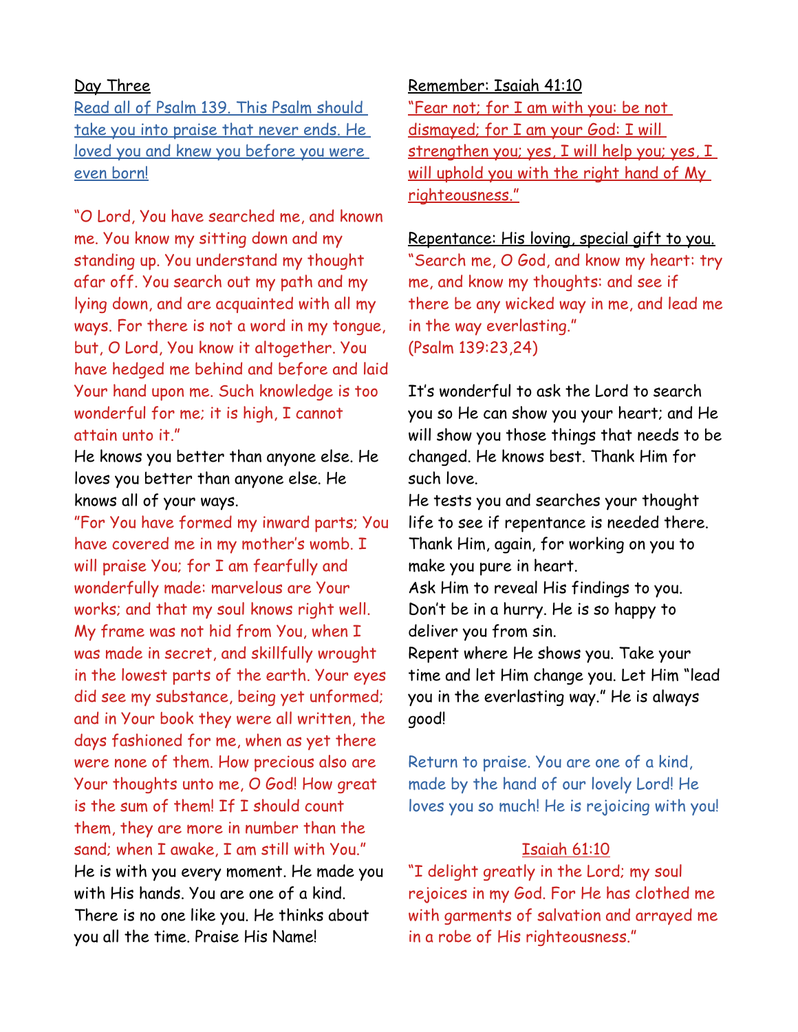Day Three

Read all of Psalm 139. This Psalm should take you into praise that never ends. He loved you and knew you before you were even born!

"O Lord, You have searched me, and known me. You know my sitting down and my standing up. You understand my thought afar off. You search out my path and my lying down, and are acquainted with all my ways. For there is not a word in my tongue, but, O Lord, You know it altogether. You have hedged me behind and before and laid Your hand upon me. Such knowledge is too wonderful for me; it is high, I cannot attain unto it."

He knows you better than anyone else. He loves you better than anyone else. He knows all of your ways.

"For You have formed my inward parts; You have covered me in my mother's womb. I will praise You; for I am fearfully and wonderfully made: marvelous are Your works; and that my soul knows right well. My frame was not hid from You, when I was made in secret, and skillfully wrought in the lowest parts of the earth. Your eyes did see my substance, being yet unformed; and in Your book they were all written, the days fashioned for me, when as yet there were none of them. How precious also are Your thoughts unto me, O God! How great is the sum of them! If I should count them, they are more in number than the sand; when I awake, I am still with You."

He is with you every moment. He made you with His hands. You are one of a kind. There is no one like you. He thinks about you all the time. Praise His Name!

Remember: Isaiah 41:10

"Fear not; for I am with you: be not dismayed; for I am your God: I will strengthen you; yes, I will help you; yes, I will uphold you with the right hand of My righteousness."

Repentance: His loving, special gift to you.

"Search me, O God, and know my heart: try me, and know my thoughts: and see if there be any wicked way in me, and lead me in the way everlasting."
(Psalm 139:23,24)

It's wonderful to ask the Lord to search you so He can show you your heart; and He will show you those things that needs to be changed. He knows best. Thank Him for such love.

He tests you and searches your thought life to see if repentance is needed there. Thank Him, again, for working on you to make you pure in heart.

Ask Him to reveal His findings to you. Don't be in a hurry. He is so happy to deliver you from sin.

Repent where He shows you. Take your time and let Him change you. Let Him "lead you in the everlasting way." He is always good!

Return to praise. You are one of a kind, made by the hand of our lovely Lord! He loves you so much! He is rejoicing with you!

Isaiah 61:10

"I delight greatly in the Lord; my soul rejoices in my God. For He has clothed me with garments of salvation and arrayed me in a robe of His righteousness."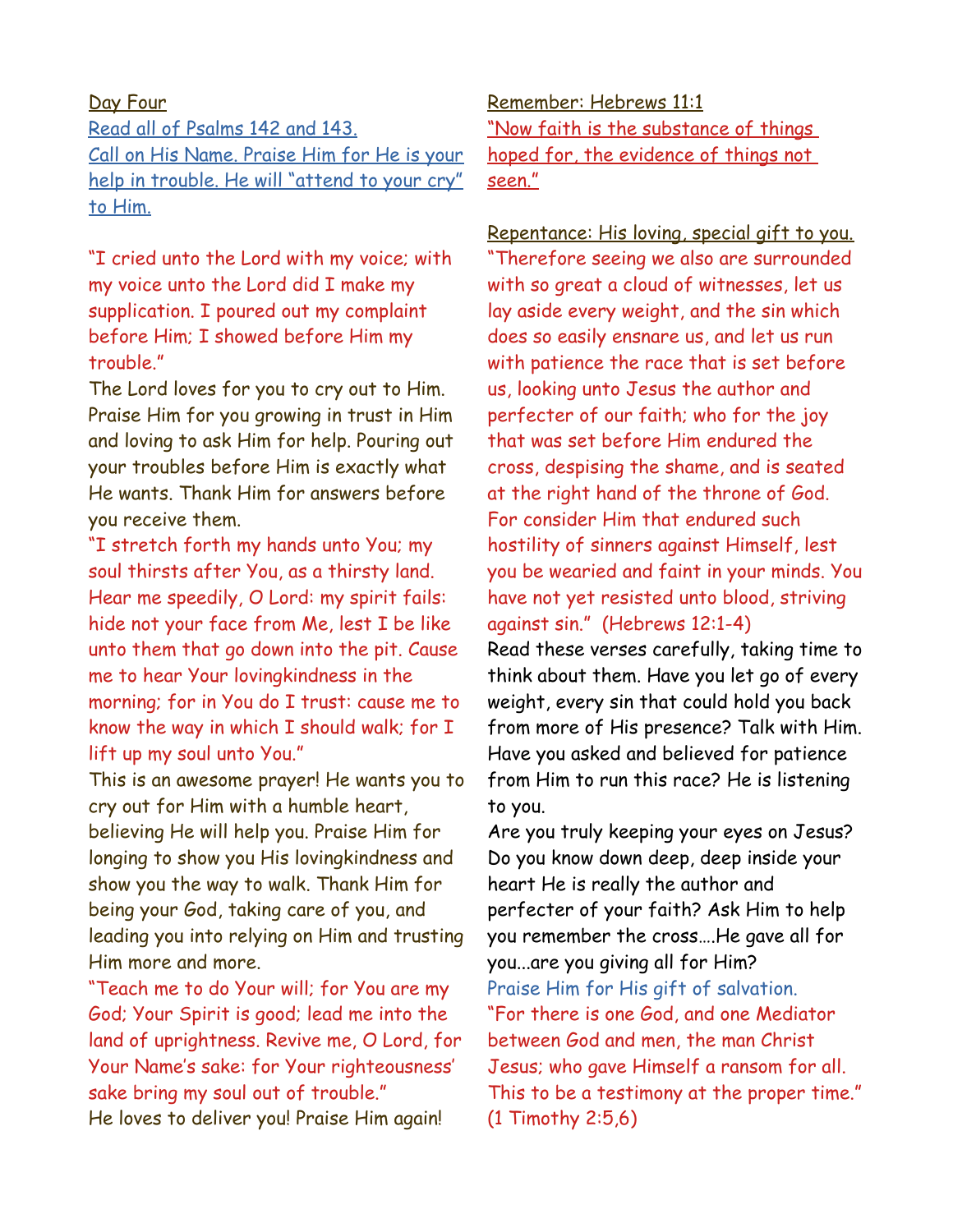Day Four

Read all of Psalms 142 and 143.

Call on His Name. Praise Him for He is your help in trouble. He will "attend to your cry" to Him.

"I cried unto the Lord with my voice; with my voice unto the Lord did I make my supplication. I poured out my complaint before Him; I showed before Him my trouble."

The Lord loves for you to cry out to Him. Praise Him for you growing in trust in Him and loving to ask Him for help. Pouring out your troubles before Him is exactly what He wants. Thank Him for answers before you receive them.

"I stretch forth my hands unto You; my soul thirsts after You, as a thirsty land. Hear me speedily, O Lord: my spirit fails: hide not your face from Me, lest I be like unto them that go down into the pit. Cause me to hear Your lovingkindness in the morning; for in You do I trust: cause me to know the way in which I should walk; for I lift up my soul unto You."

This is an awesome prayer! He wants you to cry out for Him with a humble heart, believing He will help you. Praise Him for longing to show you His lovingkindness and show you the way to walk. Thank Him for being your God, taking care of you, and leading you into relying on Him and trusting Him more and more.

"Teach me to do Your will; for You are my God; Your Spirit is good; lead me into the land of uprightness. Revive me, O Lord, for Your Name's sake: for Your righteousness' sake bring my soul out of trouble."

He loves to deliver you! Praise Him again!

Remember: Hebrews 11:1

"Now faith is the substance of things hoped for, the evidence of things not seen."

Repentance: His loving, special gift to you.

"Therefore seeing we also are surrounded with so great a cloud of witnesses, let us lay aside every weight, and the sin which does so easily ensnare us, and let us run with patience the race that is set before us, looking unto Jesus the author and perfecter of our faith; who for the joy that was set before Him endured the cross, despising the shame, and is seated at the right hand of the throne of God. For consider Him that endured such hostility of sinners against Himself, lest you be wearied and faint in your minds. You have not yet resisted unto blood, striving against sin." (Hebrews 12:1-4)

Read these verses carefully, taking time to think about them. Have you let go of every weight, every sin that could hold you back from more of His presence? Talk with Him. Have you asked and believed for patience from Him to run this race? He is listening to you.

Are you truly keeping your eyes on Jesus? Do you know down deep, deep inside your heart He is really the author and perfecter of your faith? Ask Him to help you remember the cross….He gave all for you...are you giving all for Him?

Praise Him for His gift of salvation.

"For there is one God, and one Mediator between God and men, the man Christ Jesus; who gave Himself a ransom for all. This to be a testimony at the proper time." (1 Timothy 2:5,6)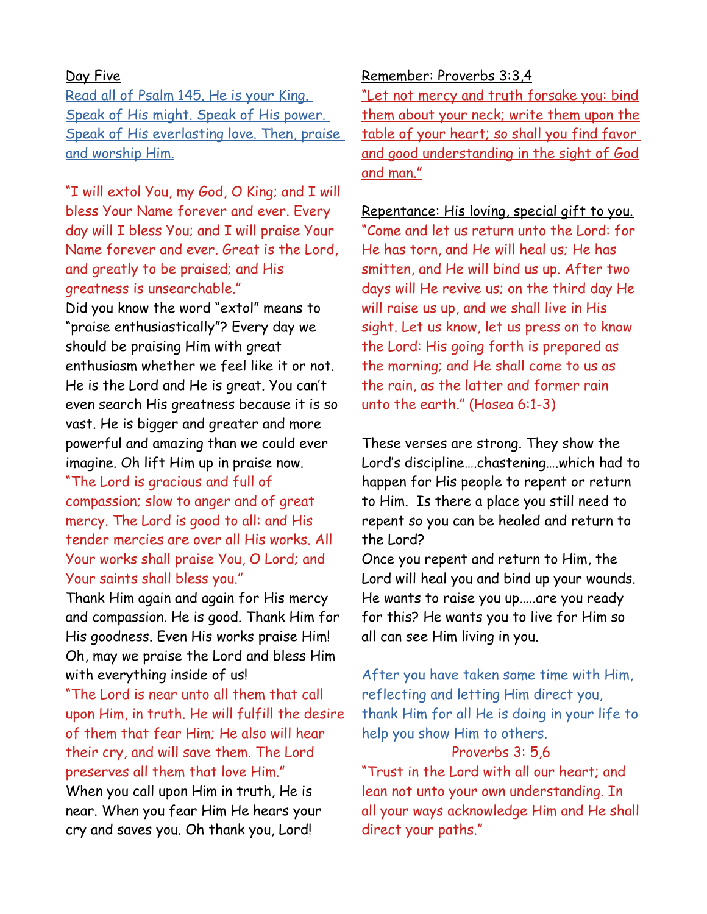Day Five

Read all of Psalm 145. He is your King. Speak of His might. Speak of His power. Speak of His everlasting love. Then, praise and worship Him.

"I will extol You, my God, O King; and I will bless Your Name forever and ever. Every day will I bless You; and I will praise Your Name forever and ever. Great is the Lord, and greatly to be praised; and His greatness is unsearchable."

Did you know the word "extol" means to "praise enthusiastically"? Every day we should be praising Him with great enthusiasm whether we feel like it or not. He is the Lord and He is great. You can't even search His greatness because it is so vast. He is bigger and greater and more powerful and amazing than we could ever imagine. Oh lift Him up in praise now.

"The Lord is gracious and full of compassion; slow to anger and of great mercy. The Lord is good to all: and His tender mercies are over all His works. All Your works shall praise You, O Lord; and Your saints shall bless you."

Thank Him again and again for His mercy and compassion. He is good. Thank Him for His goodness. Even His works praise Him! Oh, may we praise the Lord and bless Him with everything inside of us!

"The Lord is near unto all them that call upon Him, in truth. He will fulfill the desire of them that fear Him; He also will hear their cry, and will save them. The Lord preserves all them that love Him."

When you call upon Him in truth, He is near. When you fear Him He hears your cry and saves you. Oh thank you, Lord!

Remember: Proverbs 3:3,4

"Let not mercy and truth forsake you: bind them about your neck; write them upon the table of your heart; so shall you find favor and good understanding in the sight of God and man."

Repentance: His loving, special gift to you.

"Come and let us return unto the Lord: for He has torn, and He will heal us; He has smitten, and He will bind us up. After two days will He revive us; on the third day He will raise us up, and we shall live in His sight. Let us know, let us press on to know the Lord: His going forth is prepared as the morning; and He shall come to us as the rain, as the latter and former rain unto the earth." (Hosea 6:1-3)

These verses are strong. They show the Lord's discipline….chastening….which had to happen for His people to repent or return to Him. Is there a place you still need to repent so you can be healed and return to the Lord?

Once you repent and return to Him, the Lord will heal you and bind up your wounds. He wants to raise you up…..are you ready for this? He wants you to live for Him so all can see Him living in you.

After you have taken some time with Him, reflecting and letting Him direct you, thank Him for all He is doing in your life to help you show Him to others.

Proverbs 3: 5,6

"Trust in the Lord with all our heart; and lean not unto your own understanding. In all your ways acknowledge Him and He shall direct your paths."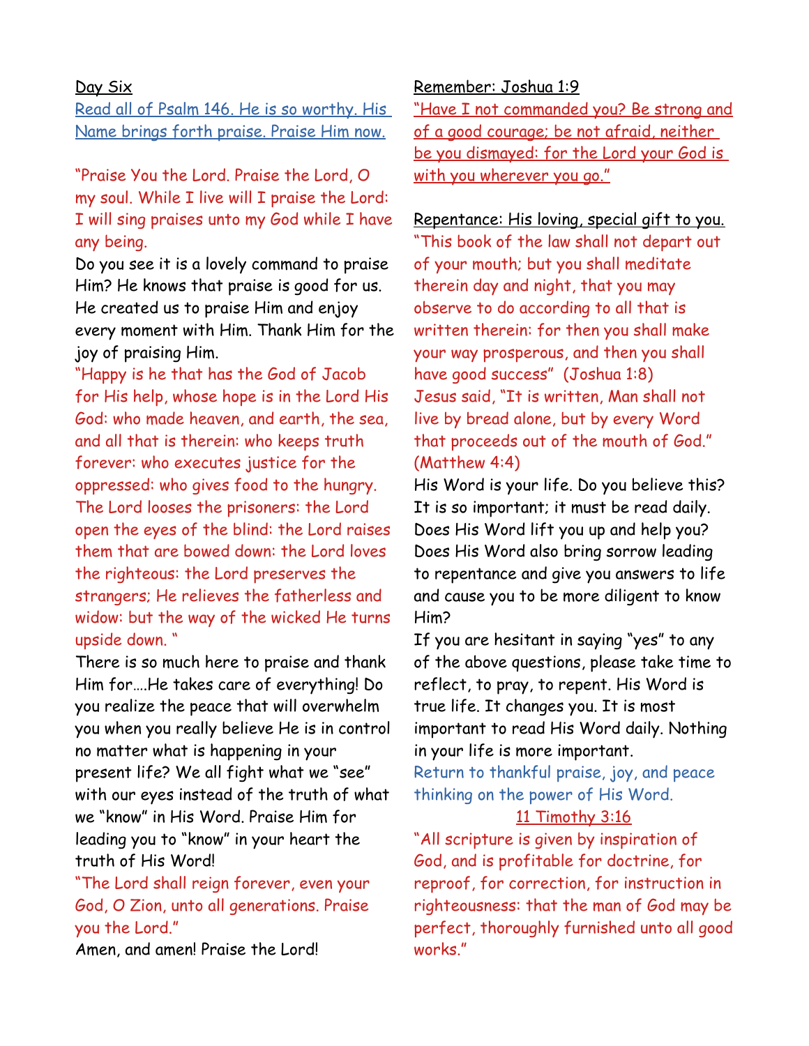Day Six

Read all of Psalm 146. He is so worthy. His Name brings forth praise. Praise Him now.

"Praise You the Lord. Praise the Lord, O my soul. While I live will I praise the Lord: I will sing praises unto my God while I have any being.

Do you see it is a lovely command to praise Him? He knows that praise is good for us. He created us to praise Him and enjoy every moment with Him. Thank Him for the joy of praising Him.

"Happy is he that has the God of Jacob for His help, whose hope is in the Lord His God: who made heaven, and earth, the sea, and all that is therein: who keeps truth forever: who executes justice for the oppressed: who gives food to the hungry. The Lord looses the prisoners: the Lord open the eyes of the blind: the Lord raises them that are bowed down: the Lord loves the righteous: the Lord preserves the strangers; He relieves the fatherless and widow: but the way of the wicked He turns upside down. "

There is so much here to praise and thank Him for….He takes care of everything! Do you realize the peace that will overwhelm you when you really believe He is in control no matter what is happening in your present life? We all fight what we "see" with our eyes instead of the truth of what we "know" in His Word. Praise Him for leading you to "know" in your heart the truth of His Word!

"The Lord shall reign forever, even your God, O Zion, unto all generations. Praise you the Lord."

Amen, and amen! Praise the Lord!

Remember: Joshua 1:9

"Have I not commanded you? Be strong and of a good courage; be not afraid, neither be you dismayed: for the Lord your God is with you wherever you go."

Repentance: His loving, special gift to you.

"This book of the law shall not depart out of your mouth; but you shall meditate therein day and night, that you may observe to do according to all that is written therein: for then you shall make your way prosperous, and then you shall have good success" (Joshua 1:8)

Jesus said, "It is written, Man shall not live by bread alone, but by every Word that proceeds out of the mouth of God." (Matthew 4:4)

His Word is your life. Do you believe this? It is so important; it must be read daily. Does His Word lift you up and help you? Does His Word also bring sorrow leading to repentance and give you answers to life and cause you to be more diligent to know Him?

If you are hesitant in saying "yes" to any of the above questions, please take time to reflect, to pray, to repent. His Word is true life. It changes you. It is most important to read His Word daily. Nothing in your life is more important.

Return to thankful praise, joy, and peace thinking on the power of His Word.

11 Timothy 3:16

"All scripture is given by inspiration of God, and is profitable for doctrine, for reproof, for correction, for instruction in righteousness: that the man of God may be perfect, thoroughly furnished unto all good works."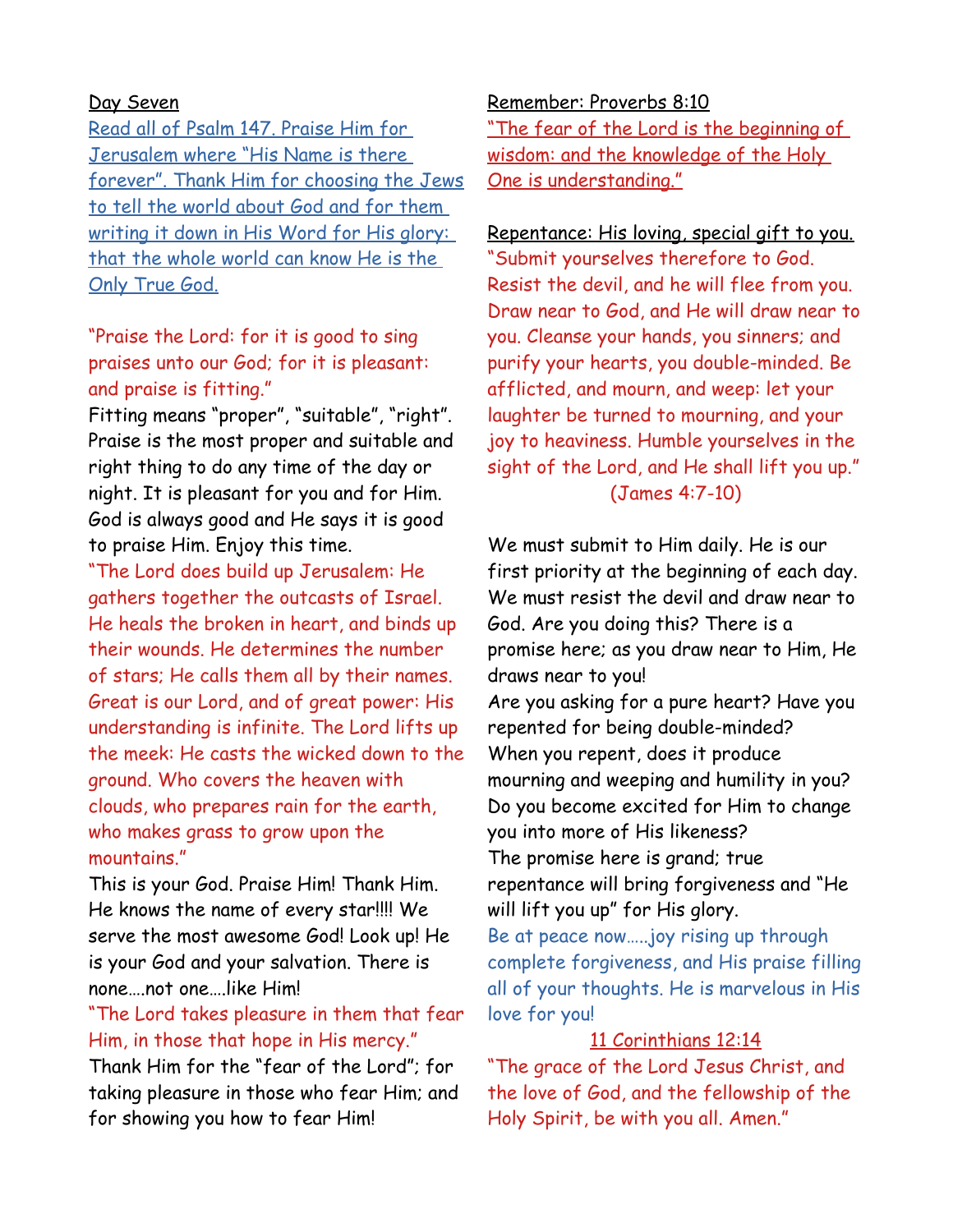Day Seven

Read all of Psalm 147. Praise Him for Jerusalem where "His Name is there forever". Thank Him for choosing the Jews to tell the world about God and for them writing it down in His Word for His glory: that the whole world can know He is the Only True God.

"Praise the Lord: for it is good to sing praises unto our God; for it is pleasant: and praise is fitting."

Fitting means "proper", "suitable", "right". Praise is the most proper and suitable and right thing to do any time of the day or night. It is pleasant for you and for Him. God is always good and He says it is good to praise Him. Enjoy this time.

"The Lord does build up Jerusalem: He gathers together the outcasts of Israel. He heals the broken in heart, and binds up their wounds. He determines the number of stars; He calls them all by their names. Great is our Lord, and of great power: His understanding is infinite. The Lord lifts up the meek: He casts the wicked down to the ground. Who covers the heaven with clouds, who prepares rain for the earth, who makes grass to grow upon the mountains."

This is your God. Praise Him! Thank Him. He knows the name of every star!!!! We serve the most awesome God! Look up! He is your God and your salvation. There is none....not one....like Him!

"The Lord takes pleasure in them that fear Him, in those that hope in His mercy."

Thank Him for the "fear of the Lord"; for taking pleasure in those who fear Him; and for showing you how to fear Him!

Remember: Proverbs 8:10

"The fear of the Lord is the beginning of wisdom: and the knowledge of the Holy One is understanding."

Repentance: His loving, special gift to you.

"Submit yourselves therefore to God. Resist the devil, and he will flee from you. Draw near to God, and He will draw near to you. Cleanse your hands, you sinners; and purify your hearts, you double-minded. Be afflicted, and mourn, and weep: let your laughter be turned to mourning, and your joy to heaviness. Humble yourselves in the sight of the Lord, and He shall lift you up." (James 4:7-10)

We must submit to Him daily. He is our first priority at the beginning of each day. We must resist the devil and draw near to God. Are you doing this? There is a promise here; as you draw near to Him, He draws near to you!

Are you asking for a pure heart? Have you repented for being double-minded?

When you repent, does it produce mourning and weeping and humility in you?

Do you become excited for Him to change you into more of His likeness?

The promise here is grand; true repentance will bring forgiveness and "He will lift you up" for His glory.

Be at peace now.....joy rising up through complete forgiveness, and His praise filling all of your thoughts. He is marvelous in His love for you!

11 Corinthians 12:14

"The grace of the Lord Jesus Christ, and the love of God, and the fellowship of the Holy Spirit, be with you all. Amen."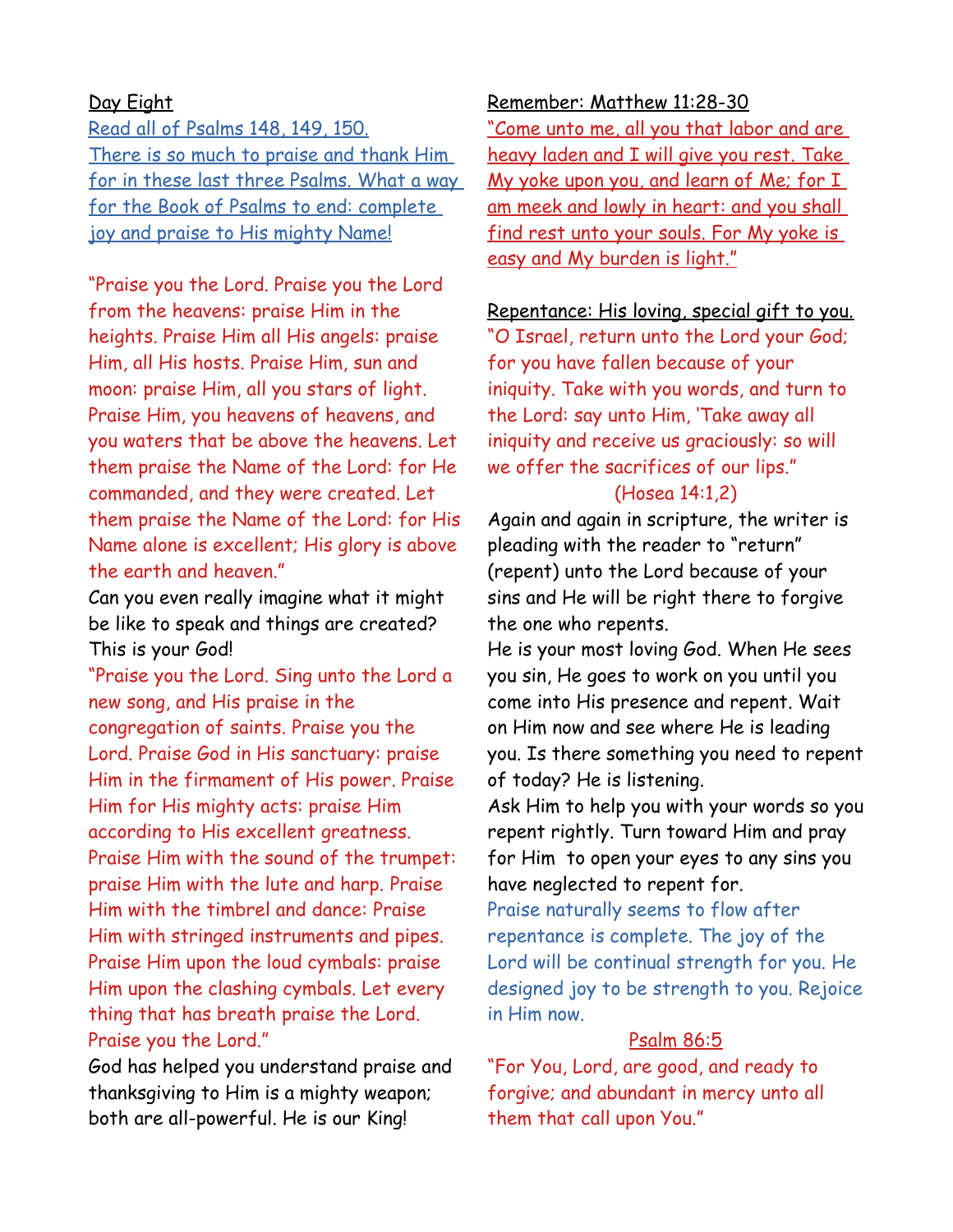Day Eight

Read all of Psalms 148, 149, 150.
There is so much to praise and thank Him for in these last three Psalms. What a way for the Book of Psalms to end: complete joy and praise to His mighty Name!

"Praise you the Lord. Praise you the Lord from the heavens: praise Him in the heights. Praise Him all His angels: praise Him, all His hosts. Praise Him, sun and moon: praise Him, all you stars of light. Praise Him, you heavens of heavens, and you waters that be above the heavens. Let them praise the Name of the Lord: for He commanded, and they were created. Let them praise the Name of the Lord: for His Name alone is excellent; His glory is above the earth and heaven."

Can you even really imagine what it might be like to speak and things are created? This is your God!

"Praise you the Lord. Sing unto the Lord a new song, and His praise in the congregation of saints. Praise you the Lord. Praise God in His sanctuary: praise Him in the firmament of His power. Praise Him for His mighty acts: praise Him according to His excellent greatness. Praise Him with the sound of the trumpet: praise Him with the lute and harp. Praise Him with the timbrel and dance: Praise Him with stringed instruments and pipes. Praise Him upon the loud cymbals: praise Him upon the clashing cymbals. Let every thing that has breath praise the Lord. Praise you the Lord."

God has helped you understand praise and thanksgiving to Him is a mighty weapon; both are all-powerful. He is our King!

Remember: Matthew 11:28-30

"Come unto me, all you that labor and are heavy laden and I will give you rest. Take My yoke upon you, and learn of Me; for I am meek and lowly in heart: and you shall find rest unto your souls. For My yoke is easy and My burden is light."

Repentance: His loving, special gift to you.

"O Israel, return unto the Lord your God; for you have fallen because of your iniquity. Take with you words, and turn to the Lord: say unto Him, 'Take away all iniquity and receive us graciously: so will we offer the sacrifices of our lips."

(Hosea 14:1,2)

Again and again in scripture, the writer is pleading with the reader to "return" (repent) unto the Lord because of your sins and He will be right there to forgive the one who repents.

He is your most loving God. When He sees you sin, He goes to work on you until you come into His presence and repent. Wait on Him now and see where He is leading you. Is there something you need to repent of today? He is listening.

Ask Him to help you with your words so you repent rightly. Turn toward Him and pray for Him to open your eyes to any sins you have neglected to repent for.

Praise naturally seems to flow after repentance is complete. The joy of the Lord will be continual strength for you. He designed joy to be strength to you. Rejoice in Him now.

Psalm 86:5

"For You, Lord, are good, and ready to forgive; and abundant in mercy unto all them that call upon You."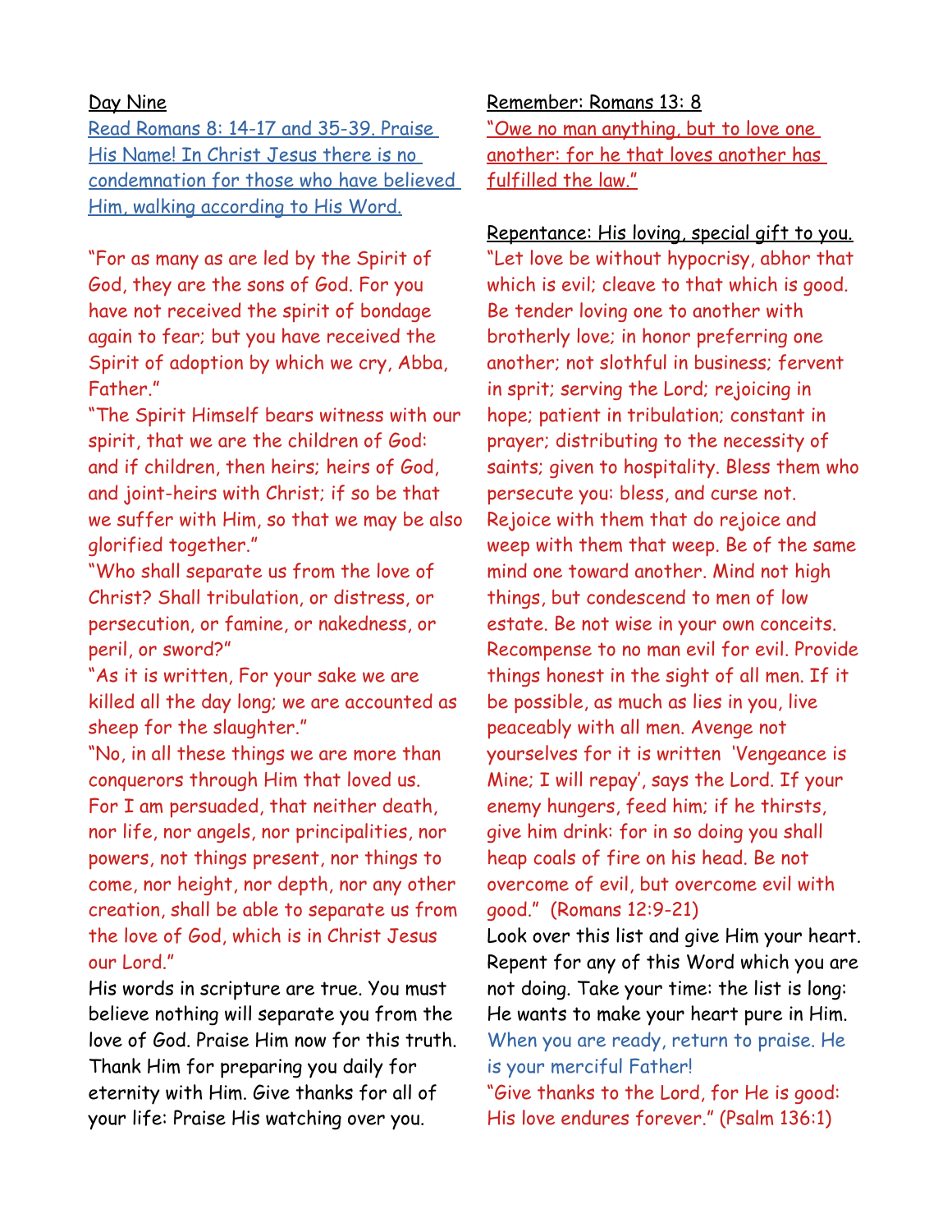Day Nine

Read Romans 8: 14-17 and 35-39. Praise His Name! In Christ Jesus there is no condemnation for those who have believed Him, walking according to His Word.

"For as many as are led by the Spirit of God, they are the sons of God. For you have not received the spirit of bondage again to fear; but you have received the Spirit of adoption by which we cry, Abba, Father."

"The Spirit Himself bears witness with our spirit, that we are the children of God: and if children, then heirs; heirs of God, and joint-heirs with Christ; if so be that we suffer with Him, so that we may be also glorified together."

"Who shall separate us from the love of Christ? Shall tribulation, or distress, or persecution, or famine, or nakedness, or peril, or sword?"

"As it is written, For your sake we are killed all the day long; we are accounted as sheep for the slaughter."

"No, in all these things we are more than conquerors through Him that loved us. For I am persuaded, that neither death, nor life, nor angels, nor principalities, nor powers, not things present, nor things to come, nor height, nor depth, nor any other creation, shall be able to separate us from the love of God, which is in Christ Jesus our Lord."

His words in scripture are true. You must believe nothing will separate you from the love of God. Praise Him now for this truth. Thank Him for preparing you daily for eternity with Him. Give thanks for all of your life: Praise His watching over you.

Remember: Romans 13: 8

"Owe no man anything, but to love one another: for he that loves another has fulfilled the law."

Repentance: His loving, special gift to you.

"Let love be without hypocrisy, abhor that which is evil; cleave to that which is good. Be tender loving one to another with brotherly love; in honor preferring one another; not slothful in business; fervent in sprit; serving the Lord; rejoicing in hope; patient in tribulation; constant in prayer; distributing to the necessity of saints; given to hospitality. Bless them who persecute you: bless, and curse not. Rejoice with them that do rejoice and weep with them that weep. Be of the same mind one toward another. Mind not high things, but condescend to men of low estate. Be not wise in your own conceits. Recompense to no man evil for evil. Provide things honest in the sight of all men. If it be possible, as much as lies in you, live peaceably with all men. Avenge not yourselves for it is written 'Vengeance is Mine; I will repay', says the Lord. If your enemy hungers, feed him; if he thirsts, give him drink: for in so doing you shall heap coals of fire on his head. Be not overcome of evil, but overcome evil with good." (Romans 12:9-21)

Look over this list and give Him your heart. Repent for any of this Word which you are not doing. Take your time: the list is long: He wants to make your heart pure in Him. When you are ready, return to praise. He is your merciful Father!

"Give thanks to the Lord, for He is good: His love endures forever." (Psalm 136:1)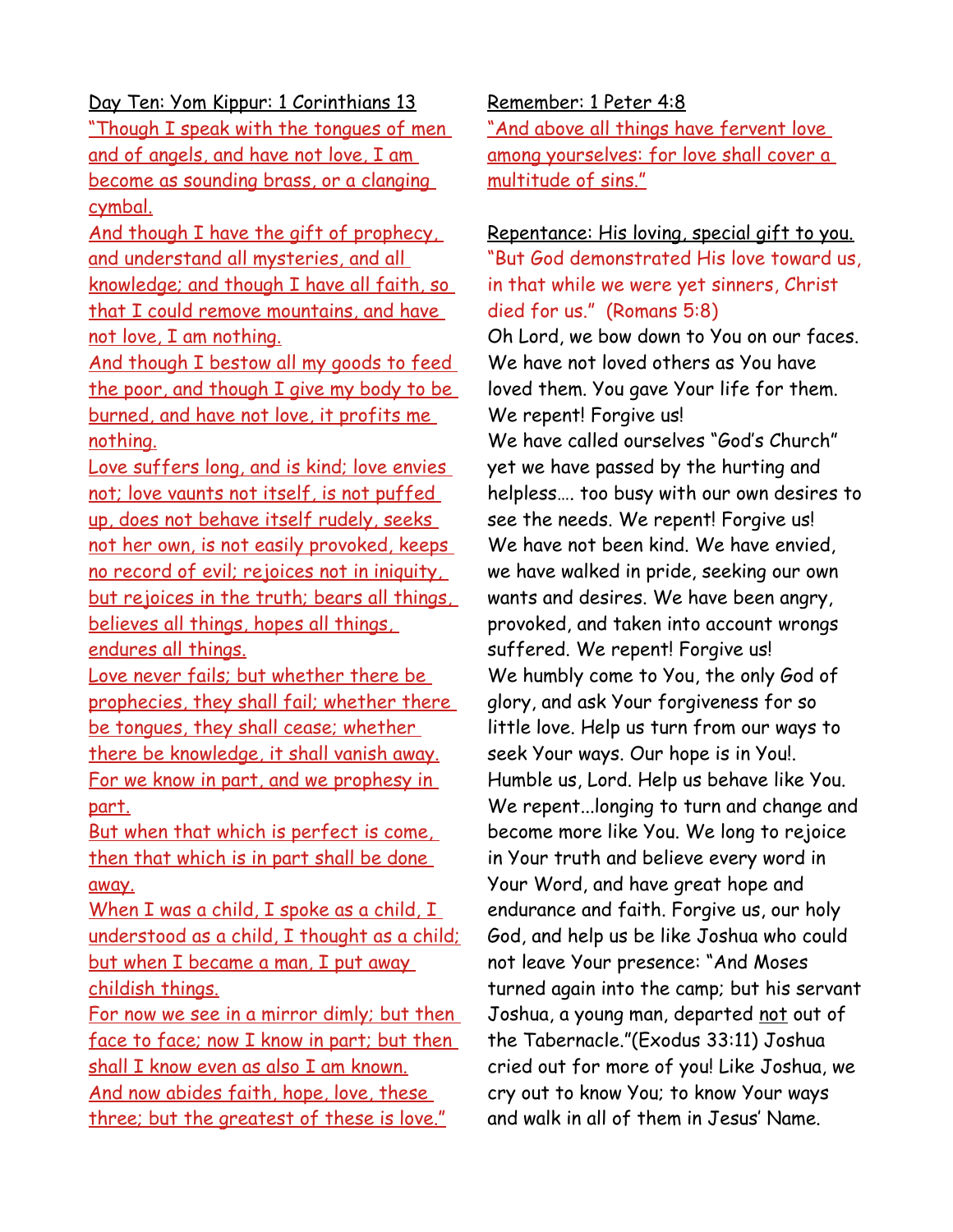Day Ten: Yom Kippur: 1 Corinthians 13

"Though I speak with the tongues of men and of angels, and have not love, I am become as sounding brass, or a clanging cymbal.

And though I have the gift of prophecy, and understand all mysteries, and all knowledge; and though I have all faith, so that I could remove mountains, and have not love, I am nothing.

And though I bestow all my goods to feed the poor, and though I give my body to be burned, and have not love, it profits me nothing.

Love suffers long, and is kind; love envies not; love vaunts not itself, is not puffed up, does not behave itself rudely, seeks not her own, is not easily provoked, keeps no record of evil; rejoices not in iniquity, but rejoices in the truth; bears all things, believes all things, hopes all things, endures all things.

Love never fails; but whether there be prophecies, they shall fail; whether there be tongues, they shall cease; whether there be knowledge, it shall vanish away.

For we know in part, and we prophesy in part.

But when that which is perfect is come, then that which is in part shall be done away.

When I was a child, I spoke as a child, I understood as a child, I thought as a child; but when I became a man, I put away childish things.

For now we see in a mirror dimly; but then face to face; now I know in part; but then shall I know even as also I am known.

And now abides faith, hope, love, these three; but the greatest of these is love."

Remember: 1 Peter 4:8

"And above all things have fervent love among yourselves: for love shall cover a multitude of sins."

Repentance: His loving, special gift to you.

"But God demonstrated His love toward us, in that while we were yet sinners, Christ died for us." (Romans 5:8)

Oh Lord, we bow down to You on our faces. We have not loved others as You have loved them. You gave Your life for them. We repent! Forgive us!

We have called ourselves "God's Church" yet we have passed by the hurting and helpless…. too busy with our own desires to see the needs. We repent! Forgive us!

We have not been kind. We have envied, we have walked in pride, seeking our own wants and desires. We have been angry, provoked, and taken into account wrongs suffered. We repent! Forgive us!

We humbly come to You, the only God of glory, and ask Your forgiveness for so little love. Help us turn from our ways to seek Your ways. Our hope is in You!. Humble us, Lord. Help us behave like You. We repent…longing to turn and change and become more like You. We long to rejoice in Your truth and believe every word in Your Word, and have great hope and endurance and faith. Forgive us, our holy God, and help us be like Joshua who could not leave Your presence: "And Moses turned again into the camp; but his servant Joshua, a young man, departed not out of the Tabernacle."(Exodus 33:11) Joshua cried out for more of you! Like Joshua, we cry out to know You; to know Your ways and walk in all of them in Jesus' Name.